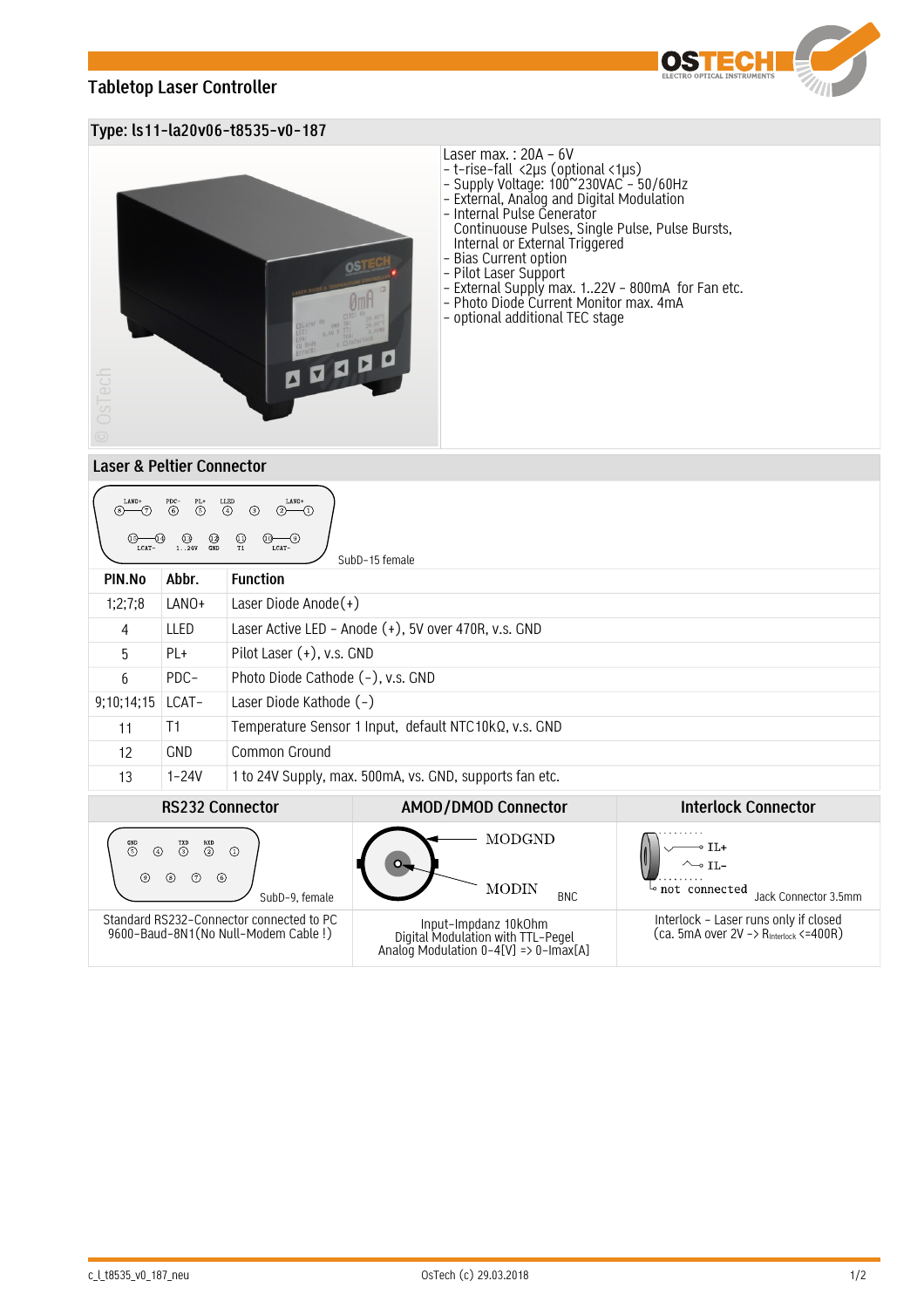# Tabletop Laser Controller

## Type: ls11-la20v06-t8535-v0-187

Laser max. : 20A – 6V
- t-rise-fall <2µs (optional <1µs)
- Supply Voltage: 100~230VAC – 50/60Hz
- External, Analog and Digital Modulation
- Internal Pulse Generator
  Continuouse Pulses, Single Pulse, Pulse Bursts, Internal or External Triggered
- Bias Current option
- Pilot Laser Support
- External Supply max. 1..22V – 800mA for Fan etc.
- Photo Diode Current Monitor max. 4mA
- optional additional TEC stage

## Laser & Peltier Connector

SubD-15 female

| PIN.No | Abbr. | Function |
|---|---|---|
| 1;2;7;8 | LANO+ | Laser Diode Anode(+) |
| 4 | LLED | Laser Active LED – Anode (+), 5V over 470R, v.s. GND |
| 5 | PL+ | Pilot Laser (+), v.s. GND |
| 6 | PDC- | Photo Diode Cathode (-), v.s. GND |
| 9;10;14;15 | LCAT- | Laser Diode Kathode (-) |
| 11 | T1 | Temperature Sensor 1 Input, default NTC10kΩ, v.s. GND |
| 12 | GND | Common Ground |
| 13 | 1-24V | 1 to 24V Supply, max. 500mA, vs. GND, supports fan etc. |

| RS232 Connector | AMOD/DMOD Connector | Interlock Connector |
|---|---|---|
| SubD-9, female (GND: 5, TXD: 3, RXD: 2) | BNC (MODGND, MODIN) | Jack Connector 3.5mm (IL+, IL-, not connected) |
| Standard RS232-Connector connected to PC 9600-Baud-8N1(No Null-Modem Cable !) | Input-Impdanz 10kOhm Digital Modulation with TTL-Pegel Analog Modulation 0-4[V] => 0-Imax[A] | Interlock – Laser runs only if closed (ca. 5mA over 2V -> $R_{Interlock}$ <=400R) |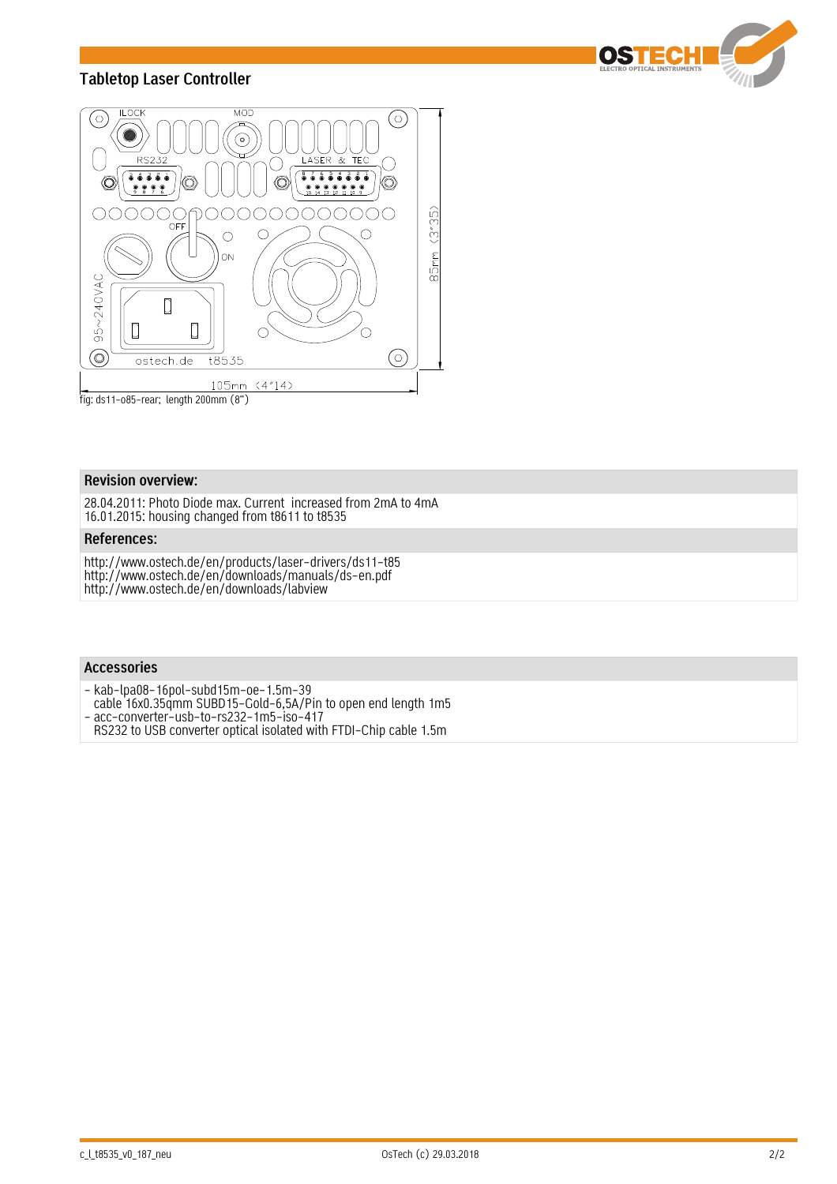## Tabletop Laser Controller

ILOCK

MOD

RS232

LASER & TEC

OFF

ON

95~240VAC

ostech.de t8535

85mm (3"35)

105mm (4"14)

fig: ds11-o85-rear; length 200mm (8")

### Revision overview:

28.04.2011: Photo Diode max. Current increased from 2mA to 4mA
16.01.2015: housing changed from t8611 to t8535

### References:

http://www.ostech.de/en/products/laser-drivers/ds11-t85
http://www.ostech.de/en/downloads/manuals/ds-en.pdf
http://www.ostech.de/en/downloads/labview

### Accessories

- kab-lpa08-16pol-subd15m-oe-1.5m-39
  cable 16x0.35qmm SUBD15-Gold-6,5A/Pin to open end length 1m5
- acc-converter-usb-to-rs232-1m5-iso-417
  RS232 to USB converter optical isolated with FTDI-Chip cable 1.5m